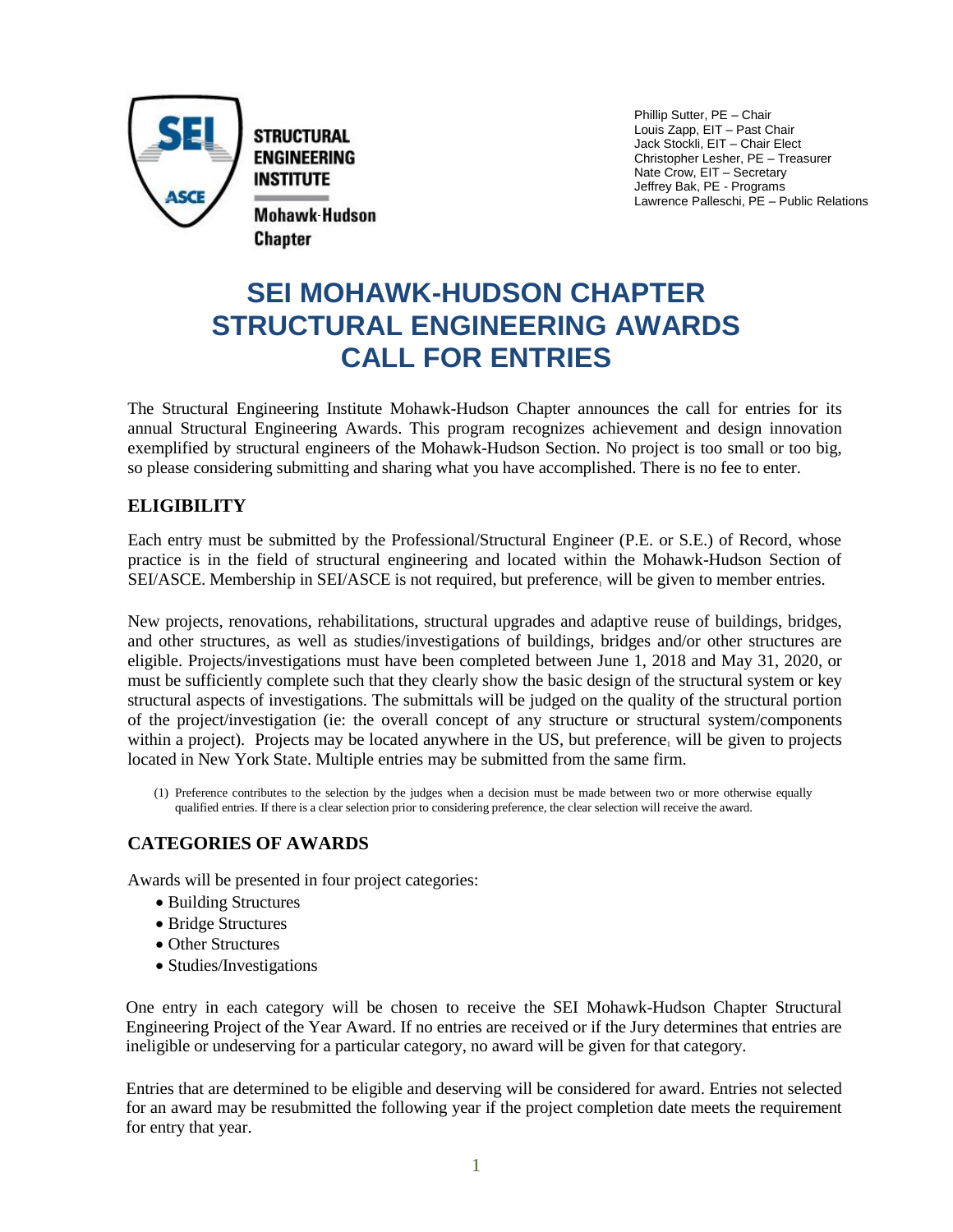STRUCTURAL ENGINEERING INSTITUTE

Mohawk-Hudson Chapter

Phillip Sutter, PE – Chair
Louis Zapp, EIT – Past Chair
Jack Stockli, EIT – Chair Elect
Christopher Lesher, PE – Treasurer
Nate Crow, EIT – Secretary
Jeffrey Bak, PE - Programs
Lawrence Palleschi, PE – Public Relations

# SEI MOHAWK-HUDSON CHAPTER STRUCTURAL ENGINEERING AWARDS CALL FOR ENTRIES

The Structural Engineering Institute Mohawk-Hudson Chapter announces the call for entries for its annual Structural Engineering Awards. This program recognizes achievement and design innovation exemplified by structural engineers of the Mohawk-Hudson Section. No project is too small or too big, so please considering submitting and sharing what you have accomplished. There is no fee to enter.

## ELIGIBILITY

Each entry must be submitted by the Professional/Structural Engineer (P.E. or S.E.) of Record, whose practice is in the field of structural engineering and located within the Mohawk-Hudson Section of SEI/ASCE. Membership in SEI/ASCE is not required, but preference[1] will be given to member entries.

New projects, renovations, rehabilitations, structural upgrades and adaptive reuse of buildings, bridges, and other structures, as well as studies/investigations of buildings, bridges and/or other structures are eligible. Projects/investigations must have been completed between June 1, 2018 and May 31, 2020, or must be sufficiently complete such that they clearly show the basic design of the structural system or key structural aspects of investigations. The submittals will be judged on the quality of the structural portion of the project/investigation (ie: the overall concept of any structure or structural system/components within a project). Projects may be located anywhere in the US, but preference[1] will be given to projects located in New York State. Multiple entries may be submitted from the same firm.

(1) Preference contributes to the selection by the judges when a decision must be made between two or more otherwise equally qualified entries. If there is a clear selection prior to considering preference, the clear selection will receive the award.

## CATEGORIES OF AWARDS

Awards will be presented in four project categories:

- Building Structures
- Bridge Structures
- Other Structures
- Studies/Investigations

One entry in each category will be chosen to receive the SEI Mohawk-Hudson Chapter Structural Engineering Project of the Year Award. If no entries are received or if the Jury determines that entries are ineligible or undeserving for a particular category, no award will be given for that category.

Entries that are determined to be eligible and deserving will be considered for award. Entries not selected for an award may be resubmitted the following year if the project completion date meets the requirement for entry that year.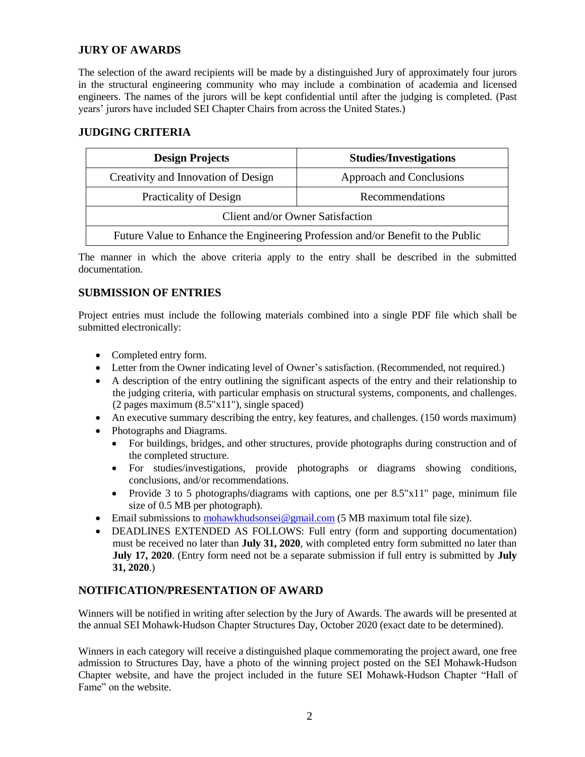## JURY OF AWARDS

The selection of the award recipients will be made by a distinguished Jury of approximately four jurors in the structural engineering community who may include a combination of academia and licensed engineers. The names of the jurors will be kept confidential until after the judging is completed. (Past years' jurors have included SEI Chapter Chairs from across the United States.)

## JUDGING CRITERIA

| Design Projects | Studies/Investigations |
|---|---|
| Creativity and Innovation of Design | Approach and Conclusions |
| Practicality of Design | Recommendations |
| Client and/or Owner Satisfaction | |
| Future Value to Enhance the Engineering Profession and/or Benefit to the Public | |

The manner in which the above criteria apply to the entry shall be described in the submitted documentation.

## SUBMISSION OF ENTRIES

Project entries must include the following materials combined into a single PDF file which shall be submitted electronically:

- Completed entry form.
- Letter from the Owner indicating level of Owner's satisfaction. (Recommended, not required.)
- A description of the entry outlining the significant aspects of the entry and their relationship to the judging criteria, with particular emphasis on structural systems, components, and challenges. (2 pages maximum (8.5"x11"), single spaced)
- An executive summary describing the entry, key features, and challenges. (150 words maximum)
- Photographs and Diagrams.
  - For buildings, bridges, and other structures, provide photographs during construction and of the completed structure.
  - For studies/investigations, provide photographs or diagrams showing conditions, conclusions, and/or recommendations.
  - Provide 3 to 5 photographs/diagrams with captions, one per 8.5"x11" page, minimum file size of 0.5 MB per photograph).
- Email submissions to mohawkhudsonsei@gmail.com (5 MB maximum total file size).
- DEADLINES EXTENDED AS FOLLOWS: Full entry (form and supporting documentation) must be received no later than **July 31, 2020**, with completed entry form submitted no later than **July 17, 2020**. (Entry form need not be a separate submission if full entry is submitted by **July 31, 2020**.)

## NOTIFICATION/PRESENTATION OF AWARD

Winners will be notified in writing after selection by the Jury of Awards. The awards will be presented at the annual SEI Mohawk-Hudson Chapter Structures Day, October 2020 (exact date to be determined).

Winners in each category will receive a distinguished plaque commemorating the project award, one free admission to Structures Day, have a photo of the winning project posted on the SEI Mohawk-Hudson Chapter website, and have the project included in the future SEI Mohawk-Hudson Chapter "Hall of Fame" on the website.